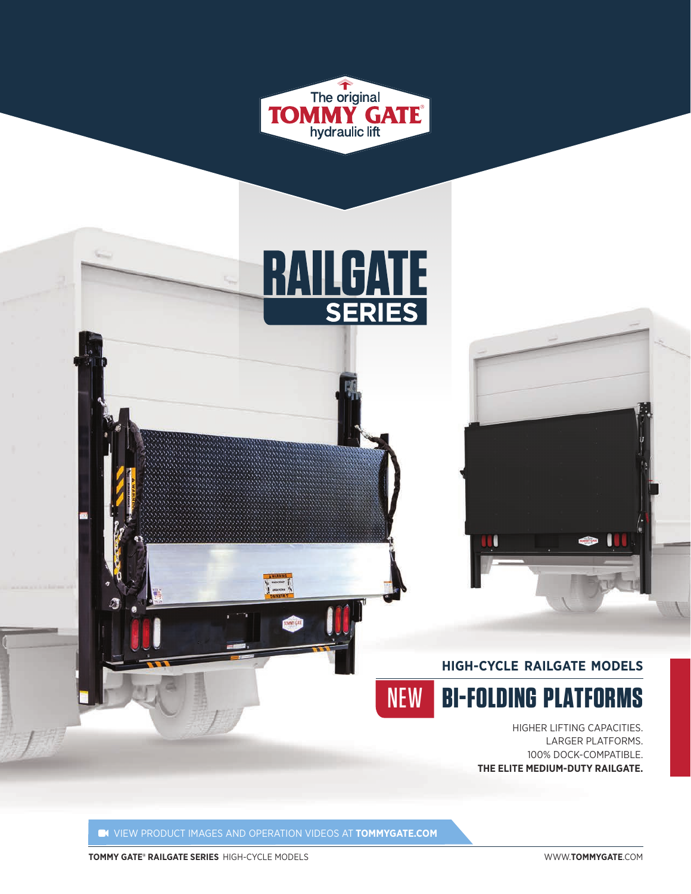The original
TOMMY GATE®
hydraulic lift

# RAILGATE SERIES

## HIGH-CYCLE RAILGATE MODELS

# NEW BI-FOLDING PLATFORMS

HIGHER LIFTING CAPACITIES.
LARGER PLATFORMS.
100% DOCK-COMPATIBLE.
**THE ELITE MEDIUM-DUTY RAILGATE.**

VIEW PRODUCT IMAGES AND OPERATION VIDEOS AT **TOMMYGATE.COM**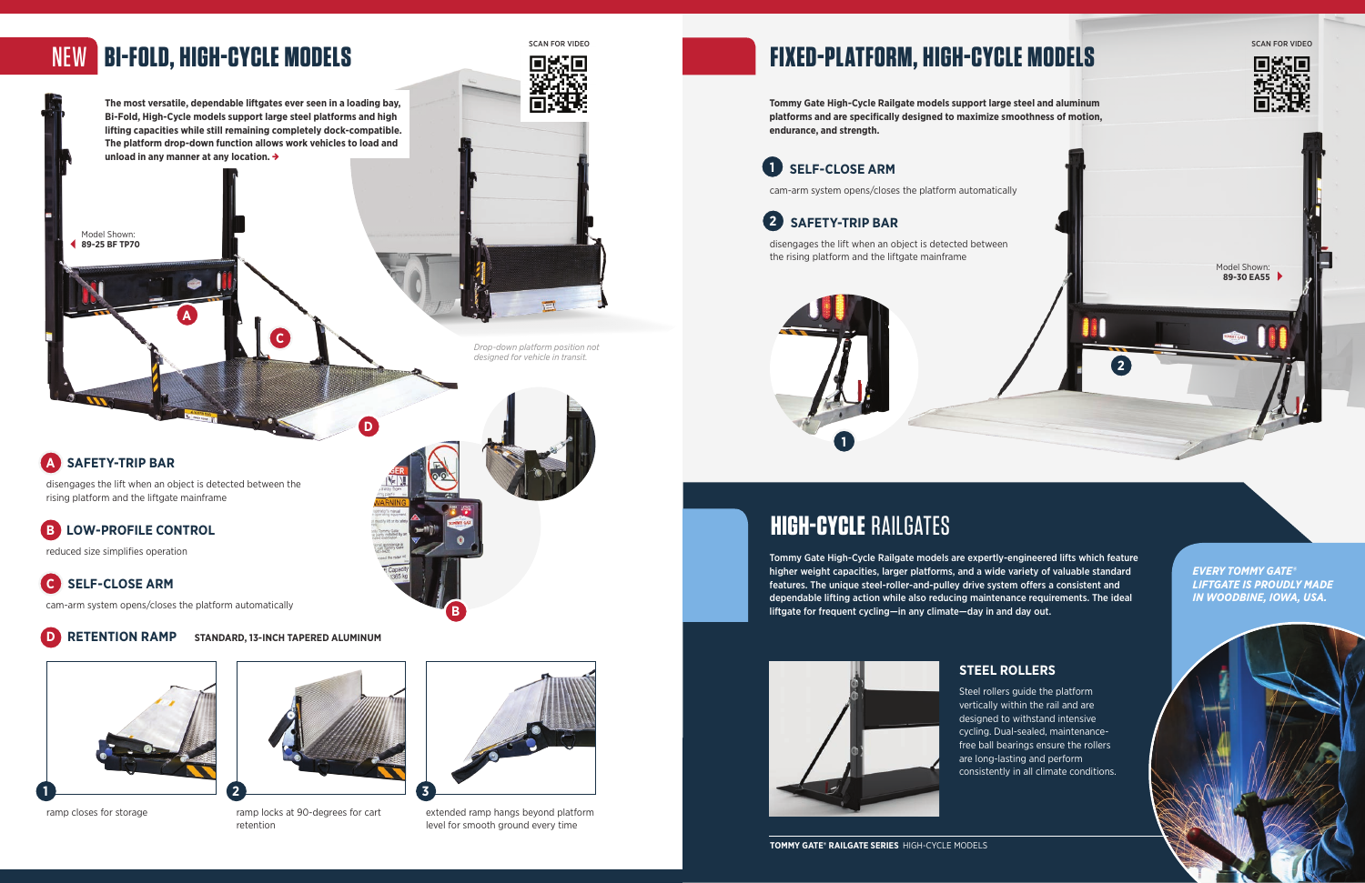# NEW BI-FOLD, HIGH-CYCLE MODELS

SCAN FOR VIDEO

**The most versatile, dependable liftgates ever seen in a loading bay, Bi-Fold, High-Cycle models support large steel platforms and high lifting capacities while still remaining completely dock-compatible. The platform drop-down function allows work vehicles to load and unload in any manner at any location.**

Model Shown: **89-25 BF TP70**

*Drop-down platform position not designed for vehicle in transit.*

### A SAFETY-TRIP BAR

disengages the lift when an object is detected between the rising platform and the liftgate mainframe

### B LOW-PROFILE CONTROL

reduced size simplifies operation

### C SELF-CLOSE ARM

cam-arm system opens/closes the platform automatically

### D RETENTION RAMP

**STANDARD, 13-INCH TAPERED ALUMINUM**

1. ramp closes for storage
2. ramp locks at 90-degrees for cart retention
3. extended ramp hangs beyond platform level for smooth ground every time

# FIXED-PLATFORM, HIGH-CYCLE MODELS

SCAN FOR VIDEO

**Tommy Gate High-Cycle Railgate models support large steel and aluminum platforms and are specifically designed to maximize smoothness of motion, endurance, and strength.**

### 1 SELF-CLOSE ARM

cam-arm system opens/closes the platform automatically

### 2 SAFETY-TRIP BAR

disengages the lift when an object is detected between the rising platform and the liftgate mainframe

Model Shown: **89-30 EA55**

# HIGH-CYCLE RAILGATES

**Tommy Gate High-Cycle Railgate models are expertly-engineered lifts which feature higher weight capacities, larger platforms, and a wide variety of valuable standard features. The unique steel-roller-and-pulley drive system offers a consistent and dependable lifting action while also reducing maintenance requirements. The ideal liftgate for frequent cycling—in any climate—day in and day out.**

***EVERY TOMMY GATE® LIFTGATE IS PROUDLY MADE IN WOODBINE, IOWA, USA.***

### STEEL ROLLERS

Steel rollers guide the platform vertically within the rail and are designed to withstand intensive cycling. Dual-sealed, maintenance-free ball bearings ensure the rollers are long-lasting and perform consistently in all climate conditions.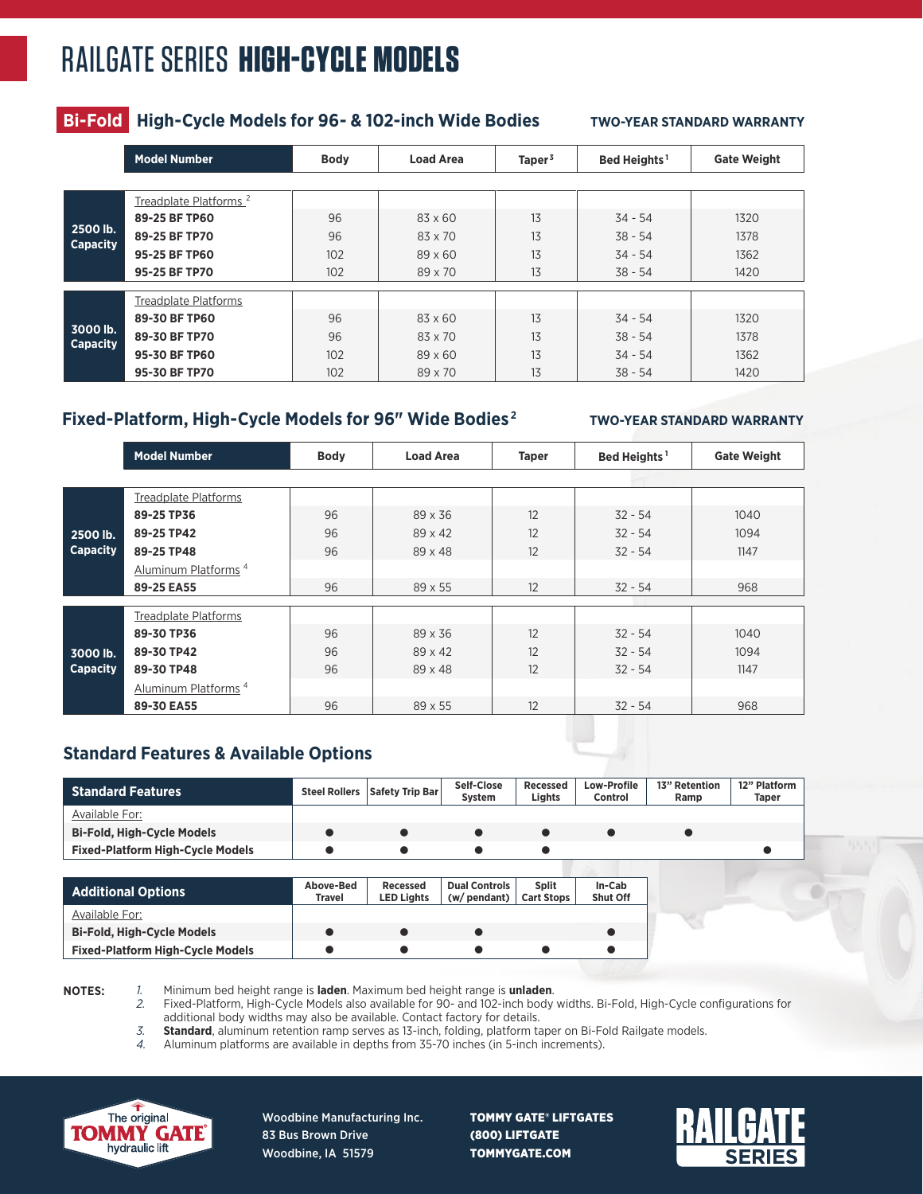# RAILGATE SERIES **HIGH-CYCLE MODELS**

## Bi-Fold High-Cycle Models for 96- & 102-inch Wide Bodies

**TWO-YEAR STANDARD WARRANTY**

| | Model Number | Body | Load Area | Taper[3] | Bed Heights[1] | Gate Weight |
|---|---|---|---|---|---|---|
| **2500 lb. Capacity** | Treadplate Platforms [2] | | | | | |
| | **89-25 BF TP60** | 96 | 83 x 60 | 13 | 34 - 54 | 1320 |
| | **89-25 BF TP70** | 96 | 83 x 70 | 13 | 38 - 54 | 1378 |
| | **95-25 BF TP60** | 102 | 89 x 60 | 13 | 34 - 54 | 1362 |
| | **95-25 BF TP70** | 102 | 89 x 70 | 13 | 38 - 54 | 1420 |
| **3000 lb. Capacity** | Treadplate Platforms | | | | | |
| | **89-30 BF TP60** | 96 | 83 x 60 | 13 | 34 - 54 | 1320 |
| | **89-30 BF TP70** | 96 | 83 x 70 | 13 | 38 - 54 | 1378 |
| | **95-30 BF TP60** | 102 | 89 x 60 | 13 | 34 - 54 | 1362 |
| | **95-30 BF TP70** | 102 | 89 x 70 | 13 | 38 - 54 | 1420 |

## Fixed-Platform, High-Cycle Models for 96″ Wide Bodies[2]

**TWO-YEAR STANDARD WARRANTY**

| | Model Number | Body | Load Area | Taper | Bed Heights[1] | Gate Weight |
|---|---|---|---|---|---|---|
| **2500 lb. Capacity** | Treadplate Platforms | | | | | |
| | **89-25 TP36** | 96 | 89 x 36 | 12 | 32 - 54 | 1040 |
| | **89-25 TP42** | 96 | 89 x 42 | 12 | 32 - 54 | 1094 |
| | **89-25 TP48** | 96 | 89 x 48 | 12 | 32 - 54 | 1147 |
| | Aluminum Platforms [4] | | | | | |
| | **89-25 EA55** | 96 | 89 x 55 | 12 | 32 - 54 | 968 |
| **3000 lb. Capacity** | Treadplate Platforms | | | | | |
| | **89-30 TP36** | 96 | 89 x 36 | 12 | 32 - 54 | 1040 |
| | **89-30 TP42** | 96 | 89 x 42 | 12 | 32 - 54 | 1094 |
| | **89-30 TP48** | 96 | 89 x 48 | 12 | 32 - 54 | 1147 |
| | Aluminum Platforms [4] | | | | | |
| | **89-30 EA55** | 96 | 89 x 55 | 12 | 32 - 54 | 968 |

## Standard Features & Available Options

| Standard Features | Steel Rollers | Safety Trip Bar | Self-Close System | Recessed Lights | Low-Profile Control | 13" Retention Ramp | 12" Platform Taper |
|---|---|---|---|---|---|---|---|
| Available For: | | | | | | | |
| **Bi-Fold, High-Cycle Models** | ● | ● | ● | ● | ● | ● | |
| **Fixed-Platform High-Cycle Models** | ● | ● | ● | ● | | | ● |

| Additional Options | Above-Bed Travel | Recessed LED Lights | Dual Controls (w/ pendant) | Split Cart Stops | In-Cab Shut Off |
|---|---|---|---|---|---|
| Available For: | | | | | |
| **Bi-Fold, High-Cycle Models** | ● | ● | ● | | ● |
| **Fixed-Platform High-Cycle Models** | ● | ● | ● | ● | ● |

**NOTES:**

1. Minimum bed height range is **laden**. Maximum bed height range is **unladen**.
2. Fixed-Platform, High-Cycle Models also available for 90- and 102-inch body widths. Bi-Fold, High-Cycle configurations for additional body widths may also be available. Contact factory for details.
3. **Standard**, aluminum retention ramp serves as 13-inch, folding, platform taper on Bi-Fold Railgate models.
4. Aluminum platforms are available in depths from 35-70 inches (in 5-inch increments).

The original TOMMY GATE® hydraulic lift

Woodbine Manufacturing Inc.
83 Bus Brown Drive
Woodbine, IA 51579

**TOMMY GATE® LIFTGATES**
**(800) LIFTGATE**
**TOMMYGATE.COM**

RAILGATE SERIES